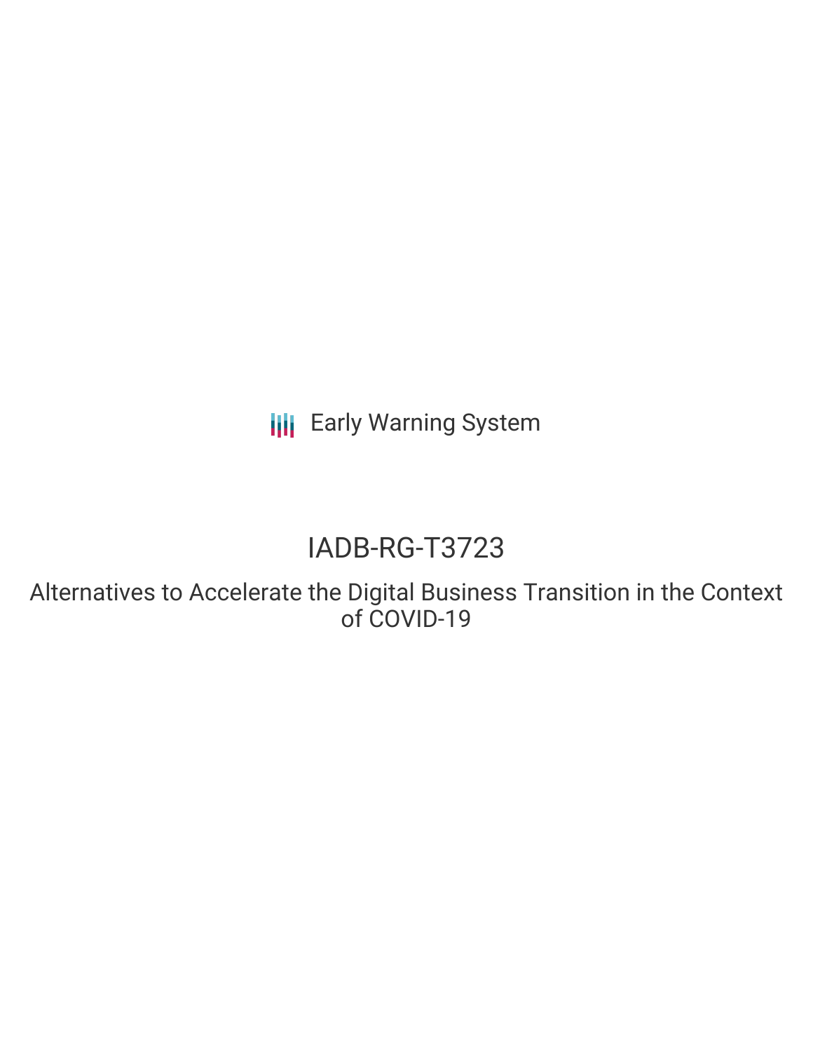Early Warning System

# IADB-RG-T3723

## Alternatives to Accelerate the Digital Business Transition in the Context of COVID-19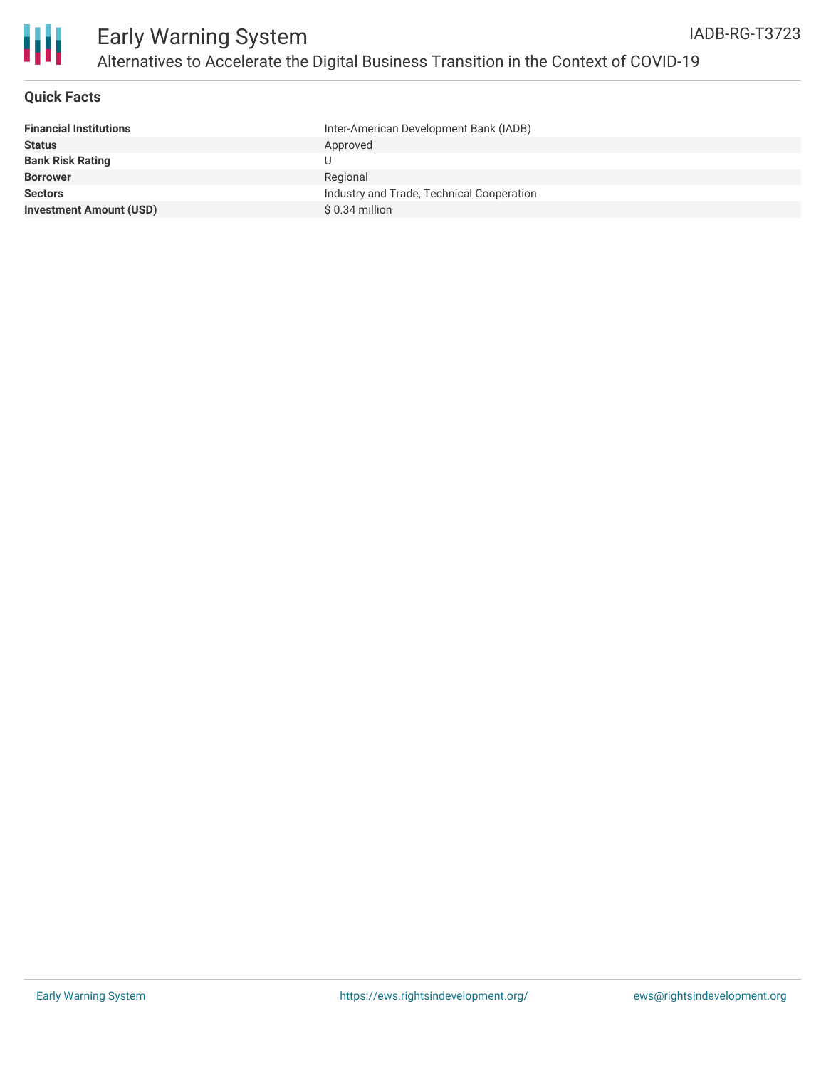# Early Warning System

## Alternatives to Accelerate the Digital Business Transition in the Context of COVID-19

IADB-RG-T3723

### Quick Facts

| | |
|---|---|
| **Financial Institutions** | Inter-American Development Bank (IADB) |
| **Status** | Approved |
| **Bank Risk Rating** | U |
| **Borrower** | Regional |
| **Sectors** | Industry and Trade, Technical Cooperation |
| **Investment Amount (USD)** | $ 0.34 million |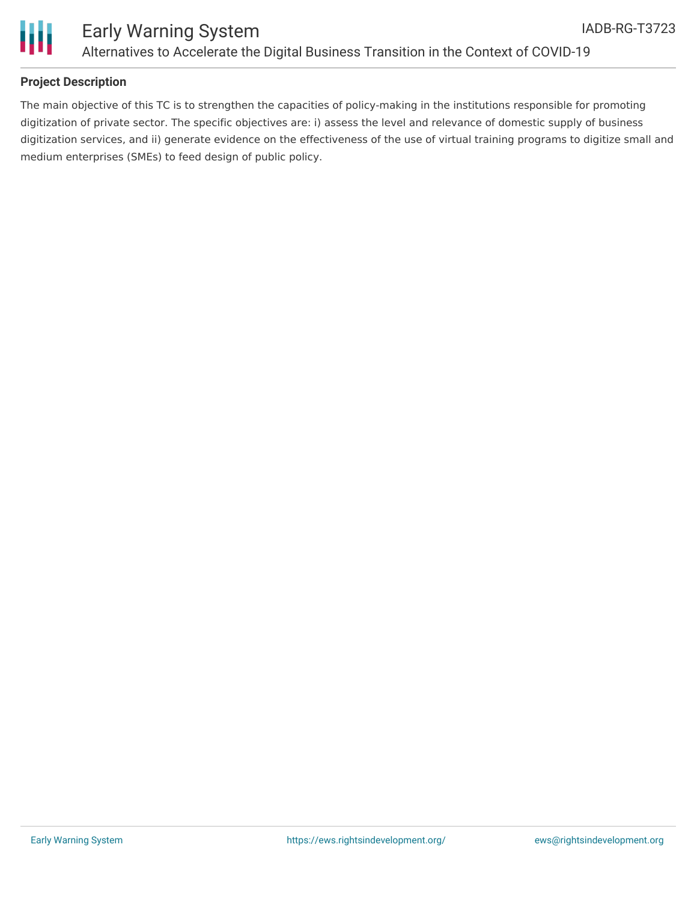## Project Description

The main objective of this TC is to strengthen the capacities of policy-making in the institutions responsible for promoting digitization of private sector. The specific objectives are: i) assess the level and relevance of domestic supply of business digitization services, and ii) generate evidence on the effectiveness of the use of virtual training programs to digitize small and medium enterprises (SMEs) to feed design of public policy.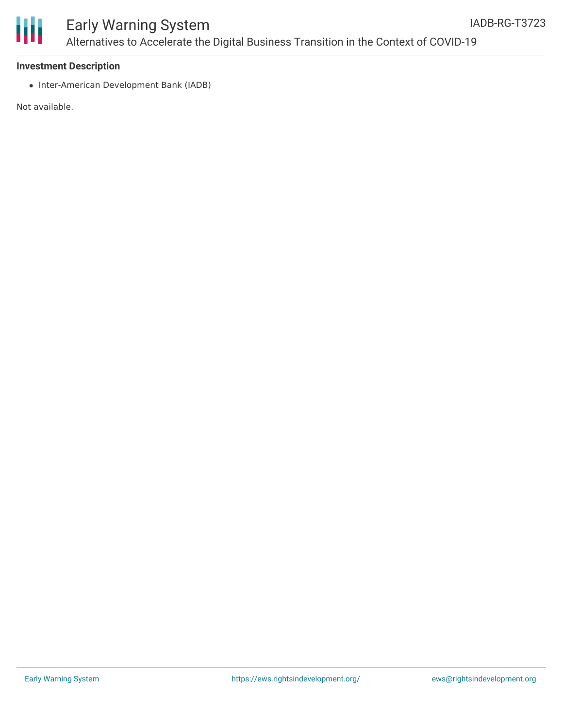**Investment Description**

- Inter-American Development Bank (IADB)

Not available.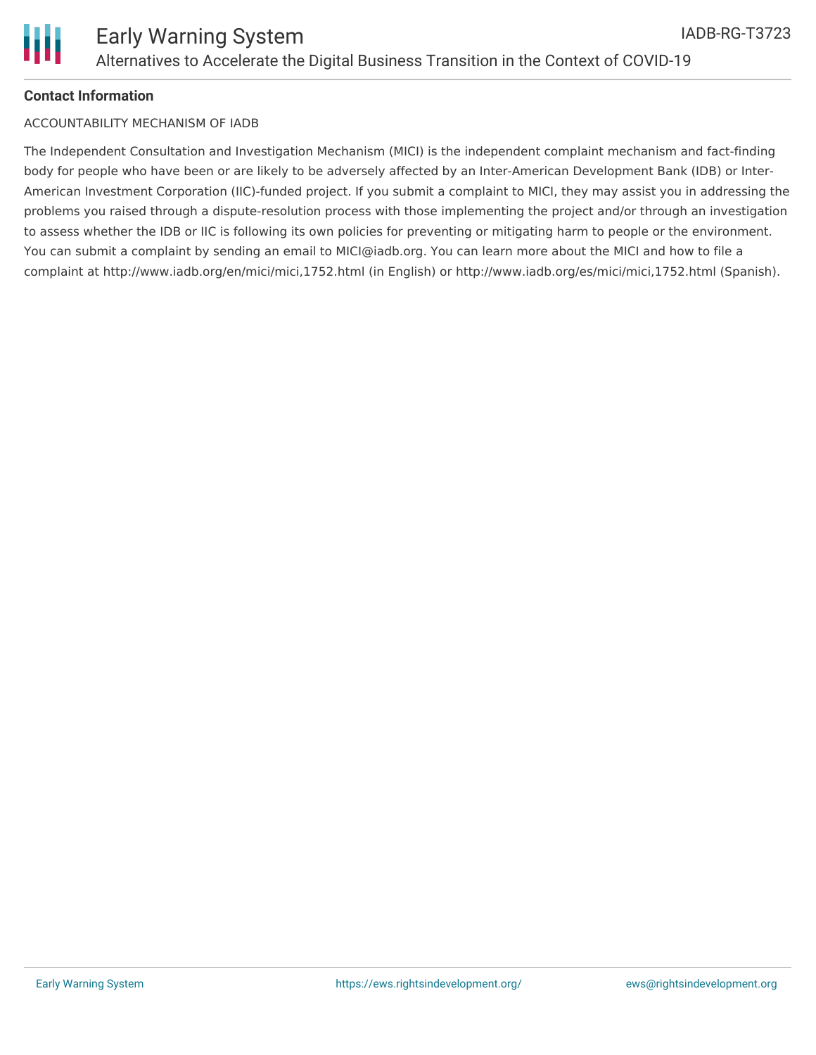**Contact Information**

ACCOUNTABILITY MECHANISM OF IADB

The Independent Consultation and Investigation Mechanism (MICI) is the independent complaint mechanism and fact-finding body for people who have been or are likely to be adversely affected by an Inter-American Development Bank (IDB) or Inter-American Investment Corporation (IIC)-funded project. If you submit a complaint to MICI, they may assist you in addressing the problems you raised through a dispute-resolution process with those implementing the project and/or through an investigation to assess whether the IDB or IIC is following its own policies for preventing or mitigating harm to people or the environment. You can submit a complaint by sending an email to MICI@iadb.org. You can learn more about the MICI and how to file a complaint at http://www.iadb.org/en/mici/mici,1752.html (in English) or http://www.iadb.org/es/mici/mici,1752.html (Spanish).